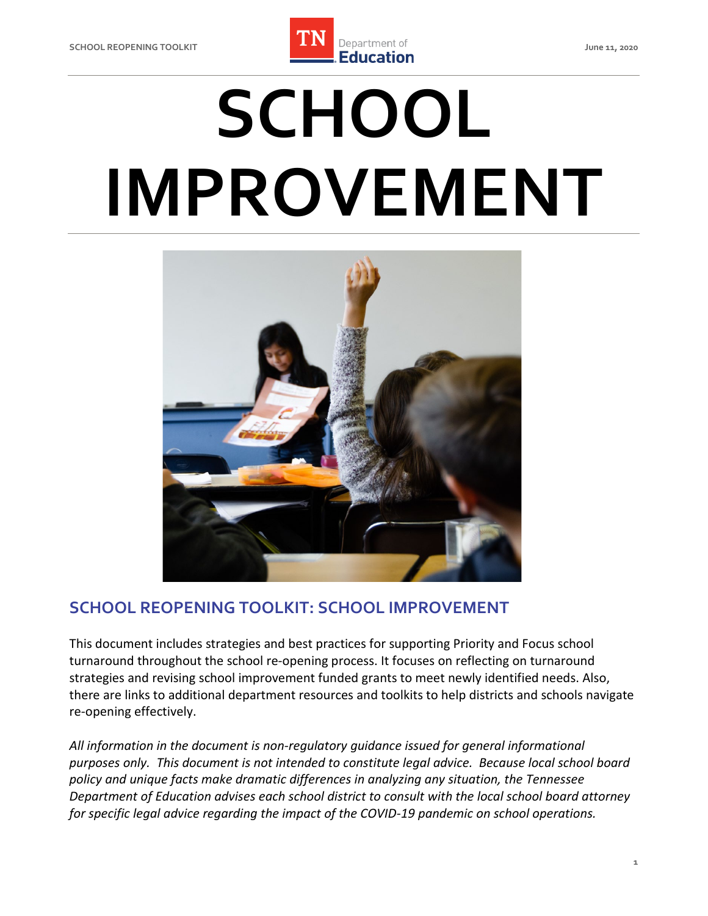# SCHOOL IMPROVEMENT

## SCHOOL REOPENING TOOLKIT: SCHOOL IMPROVEMENT

This document includes strategies and best practices for supporting Priority and Focus school turnaround throughout the school re-opening process. It focuses on reflecting on turnaround strategies and revising school improvement funded grants to meet newly identified needs. Also, there are links to additional department resources and toolkits to help districts and schools navigate re-opening effectively.

*All information in the document is non-regulatory guidance issued for general informational purposes only. This document is not intended to constitute legal advice. Because local school board policy and unique facts make dramatic differences in analyzing any situation, the Tennessee Department of Education advises each school district to consult with the local school board attorney for specific legal advice regarding the impact of the COVID-19 pandemic on school operations.*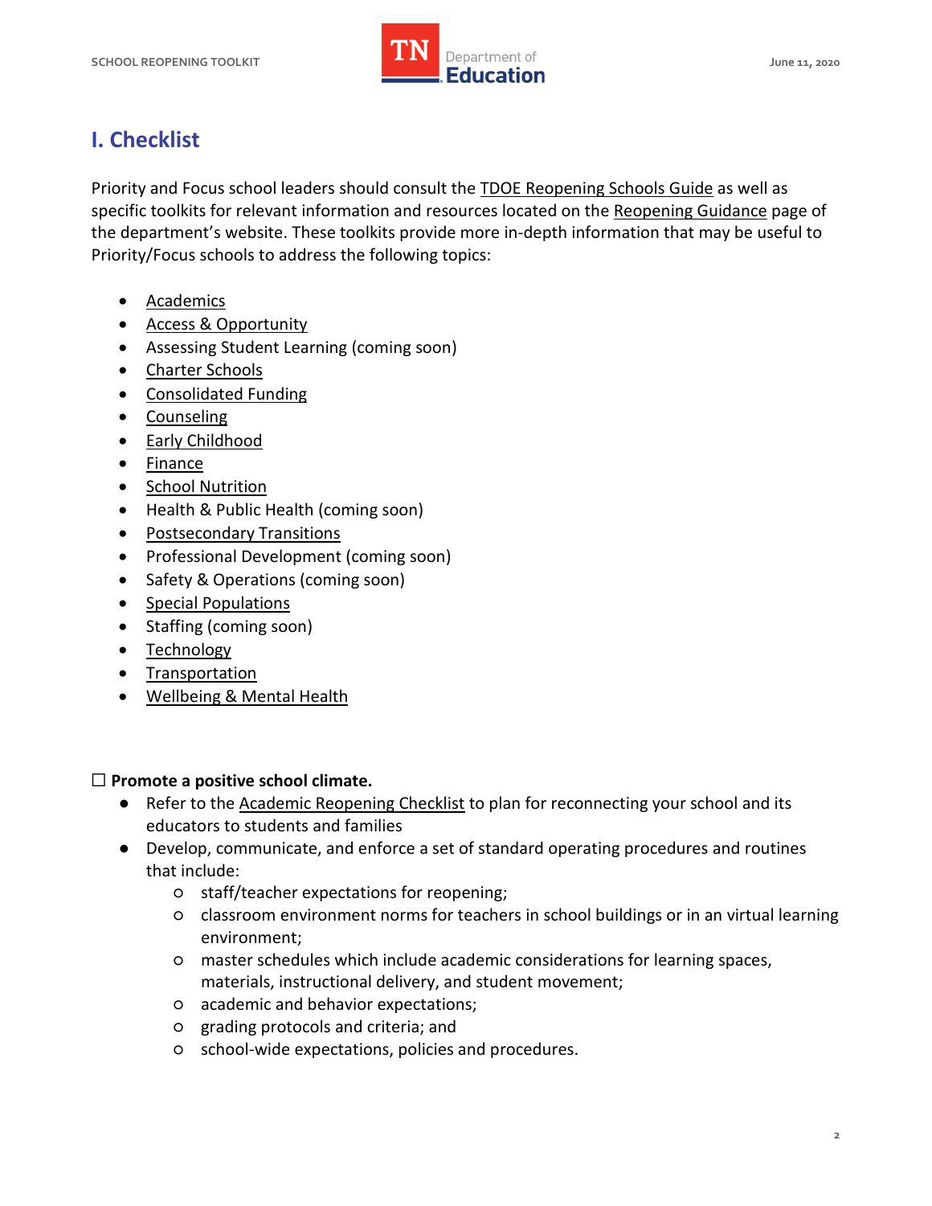## I. Checklist

Priority and Focus school leaders should consult the TDOE Reopening Schools Guide as well as specific toolkits for relevant information and resources located on the Reopening Guidance page of the department's website. These toolkits provide more in-depth information that may be useful to Priority/Focus schools to address the following topics:

- Academics
- Access & Opportunity
- Assessing Student Learning (coming soon)
- Charter Schools
- Consolidated Funding
- Counseling
- Early Childhood
- Finance
- School Nutrition
- Health & Public Health (coming soon)
- Postsecondary Transitions
- Professional Development (coming soon)
- Safety & Operations (coming soon)
- Special Populations
- Staffing (coming soon)
- Technology
- Transportation
- Wellbeing & Mental Health

☐ **Promote a positive school climate.**

- Refer to the Academic Reopening Checklist to plan for reconnecting your school and its educators to students and families
- Develop, communicate, and enforce a set of standard operating procedures and routines that include:
  - staff/teacher expectations for reopening;
  - classroom environment norms for teachers in school buildings or in an virtual learning environment;
  - master schedules which include academic considerations for learning spaces, materials, instructional delivery, and student movement;
  - academic and behavior expectations;
  - grading protocols and criteria; and
  - school-wide expectations, policies and procedures.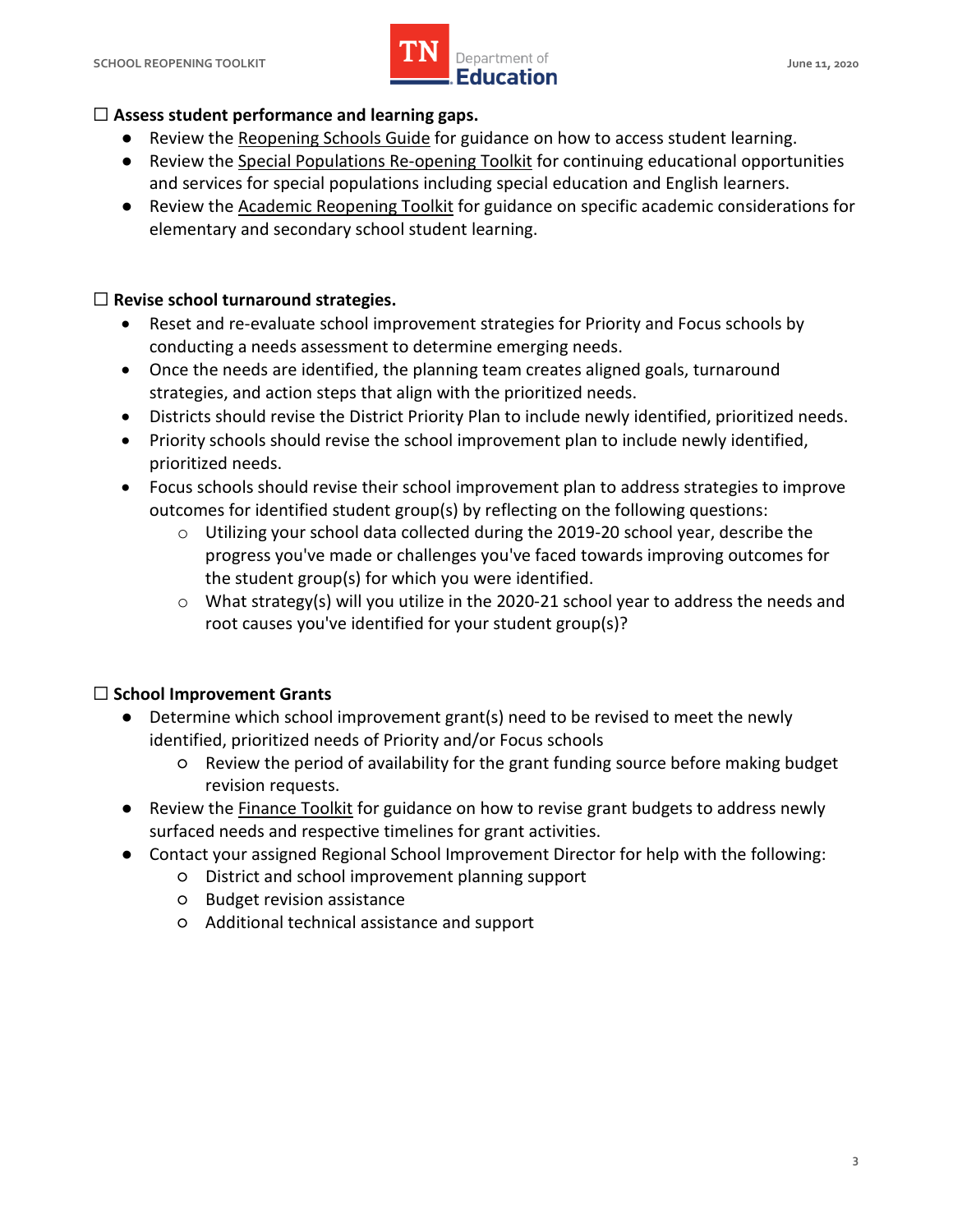☐ **Assess student performance and learning gaps.**

- Review the Reopening Schools Guide for guidance on how to access student learning.
- Review the Special Populations Re-opening Toolkit for continuing educational opportunities and services for special populations including special education and English learners.
- Review the Academic Reopening Toolkit for guidance on specific academic considerations for elementary and secondary school student learning.

☐ **Revise school turnaround strategies.**

- Reset and re-evaluate school improvement strategies for Priority and Focus schools by conducting a needs assessment to determine emerging needs.
- Once the needs are identified, the planning team creates aligned goals, turnaround strategies, and action steps that align with the prioritized needs.
- Districts should revise the District Priority Plan to include newly identified, prioritized needs.
- Priority schools should revise the school improvement plan to include newly identified, prioritized needs.
- Focus schools should revise their school improvement plan to address strategies to improve outcomes for identified student group(s) by reflecting on the following questions:
    - Utilizing your school data collected during the 2019-20 school year, describe the progress you've made or challenges you've faced towards improving outcomes for the student group(s) for which you were identified.
    - What strategy(s) will you utilize in the 2020-21 school year to address the needs and root causes you've identified for your student group(s)?

☐ **School Improvement Grants**

- Determine which school improvement grant(s) need to be revised to meet the newly identified, prioritized needs of Priority and/or Focus schools
    - Review the period of availability for the grant funding source before making budget revision requests.
- Review the Finance Toolkit for guidance on how to revise grant budgets to address newly surfaced needs and respective timelines for grant activities.
- Contact your assigned Regional School Improvement Director for help with the following:
    - District and school improvement planning support
    - Budget revision assistance
    - Additional technical assistance and support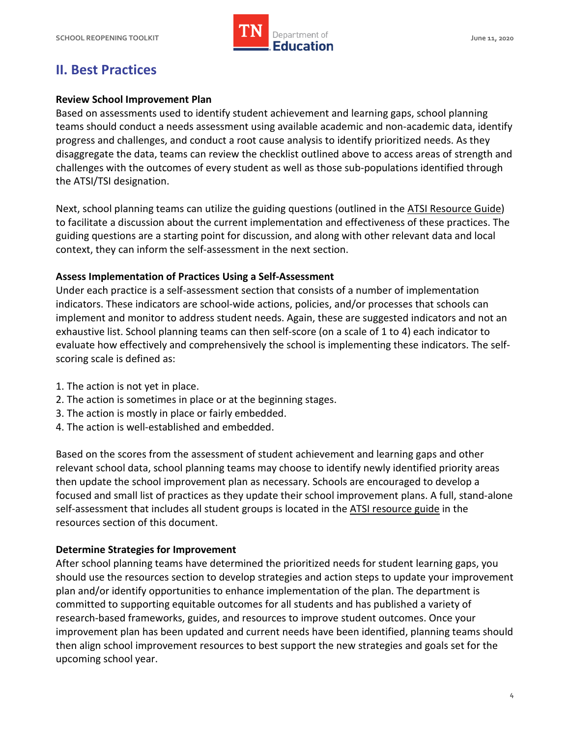## II. Best Practices

**Review School Improvement Plan**

Based on assessments used to identify student achievement and learning gaps, school planning teams should conduct a needs assessment using available academic and non-academic data, identify progress and challenges, and conduct a root cause analysis to identify prioritized needs. As they disaggregate the data, teams can review the checklist outlined above to access areas of strength and challenges with the outcomes of every student as well as those sub-populations identified through the ATSI/TSI designation.

Next, school planning teams can utilize the guiding questions (outlined in the ATSI Resource Guide) to facilitate a discussion about the current implementation and effectiveness of these practices. The guiding questions are a starting point for discussion, and along with other relevant data and local context, they can inform the self-assessment in the next section.

**Assess Implementation of Practices Using a Self-Assessment**

Under each practice is a self-assessment section that consists of a number of implementation indicators. These indicators are school-wide actions, policies, and/or processes that schools can implement and monitor to address student needs. Again, these are suggested indicators and not an exhaustive list. School planning teams can then self-score (on a scale of 1 to 4) each indicator to evaluate how effectively and comprehensively the school is implementing these indicators. The self-scoring scale is defined as:

1. The action is not yet in place.
2. The action is sometimes in place or at the beginning stages.
3. The action is mostly in place or fairly embedded.
4. The action is well-established and embedded.

Based on the scores from the assessment of student achievement and learning gaps and other relevant school data, school planning teams may choose to identify newly identified priority areas then update the school improvement plan as necessary. Schools are encouraged to develop a focused and small list of practices as they update their school improvement plans. A full, stand-alone self-assessment that includes all student groups is located in the ATSI resource guide in the resources section of this document.

**Determine Strategies for Improvement**

After school planning teams have determined the prioritized needs for student learning gaps, you should use the resources section to develop strategies and action steps to update your improvement plan and/or identify opportunities to enhance implementation of the plan. The department is committed to supporting equitable outcomes for all students and has published a variety of research-based frameworks, guides, and resources to improve student outcomes. Once your improvement plan has been updated and current needs have been identified, planning teams should then align school improvement resources to best support the new strategies and goals set for the upcoming school year.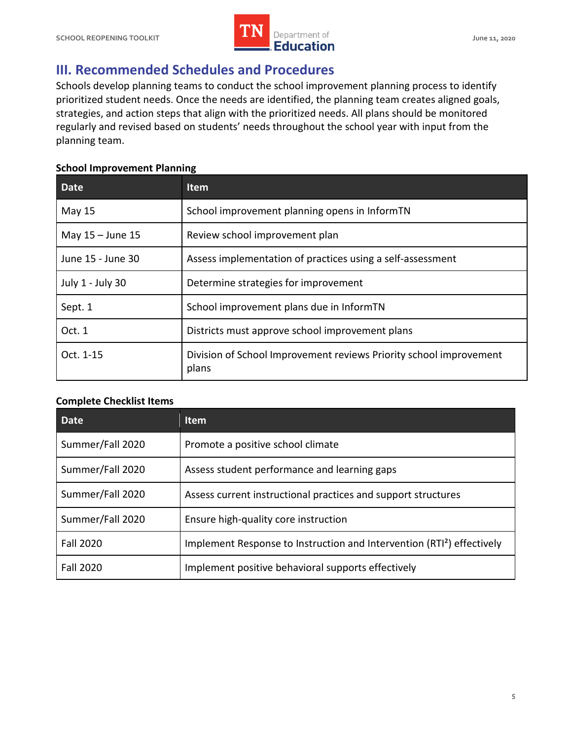## III. Recommended Schedules and Procedures

Schools develop planning teams to conduct the school improvement planning process to identify prioritized student needs. Once the needs are identified, the planning team creates aligned goals, strategies, and action steps that align with the prioritized needs. All plans should be monitored regularly and revised based on students' needs throughout the school year with input from the planning team.

**School Improvement Planning**

| Date | Item |
|---|---|
| May 15 | School improvement planning opens in InformTN |
| May 15 – June 15 | Review school improvement plan |
| June 15 - June 30 | Assess implementation of practices using a self-assessment |
| July 1 - July 30 | Determine strategies for improvement |
| Sept. 1 | School improvement plans due in InformTN |
| Oct. 1 | Districts must approve school improvement plans |
| Oct. 1-15 | Division of School Improvement reviews Priority school improvement plans |

**Complete Checklist Items**

| Date | Item |
|---|---|
| Summer/Fall 2020 | Promote a positive school climate |
| Summer/Fall 2020 | Assess student performance and learning gaps |
| Summer/Fall 2020 | Assess current instructional practices and support structures |
| Summer/Fall 2020 | Ensure high-quality core instruction |
| Fall 2020 | Implement Response to Instruction and Intervention (RTI²) effectively |
| Fall 2020 | Implement positive behavioral supports effectively |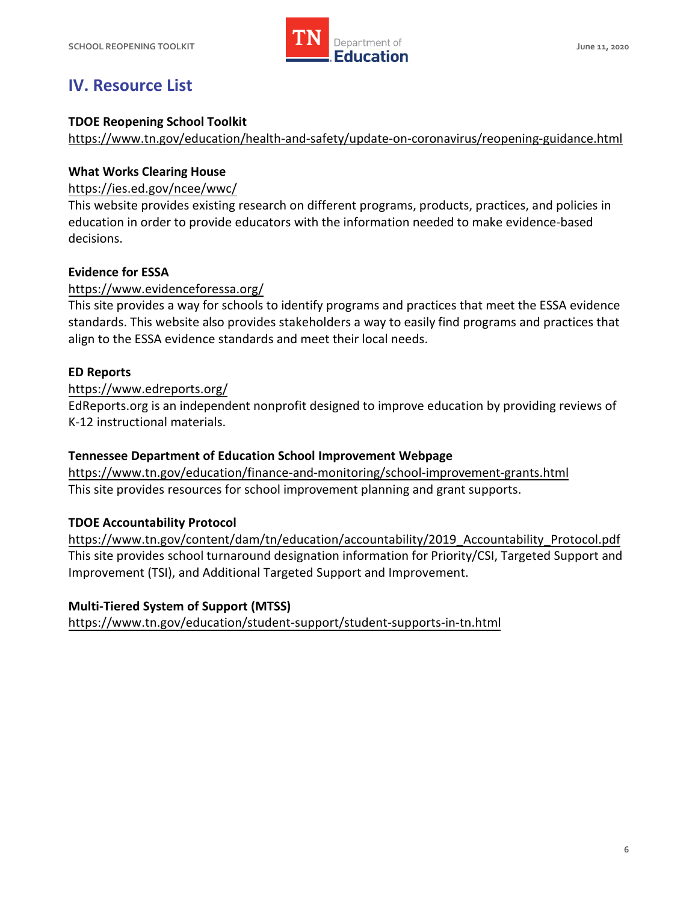## IV. Resource List

**TDOE Reopening School Toolkit**

https://www.tn.gov/education/health-and-safety/update-on-coronavirus/reopening-guidance.html

**What Works Clearing House**

https://ies.ed.gov/ncee/wwc/

This website provides existing research on different programs, products, practices, and policies in education in order to provide educators with the information needed to make evidence-based decisions.

**Evidence for ESSA**

https://www.evidenceforessa.org/

This site provides a way for schools to identify programs and practices that meet the ESSA evidence standards. This website also provides stakeholders a way to easily find programs and practices that align to the ESSA evidence standards and meet their local needs.

**ED Reports**

https://www.edreports.org/

EdReports.org is an independent nonprofit designed to improve education by providing reviews of K-12 instructional materials.

**Tennessee Department of Education School Improvement Webpage**

https://www.tn.gov/education/finance-and-monitoring/school-improvement-grants.html

This site provides resources for school improvement planning and grant supports.

**TDOE Accountability Protocol**

https://www.tn.gov/content/dam/tn/education/accountability/2019_Accountability_Protocol.pdf

This site provides school turnaround designation information for Priority/CSI, Targeted Support and Improvement (TSI), and Additional Targeted Support and Improvement.

**Multi-Tiered System of Support (MTSS)**

https://www.tn.gov/education/student-support/student-supports-in-tn.html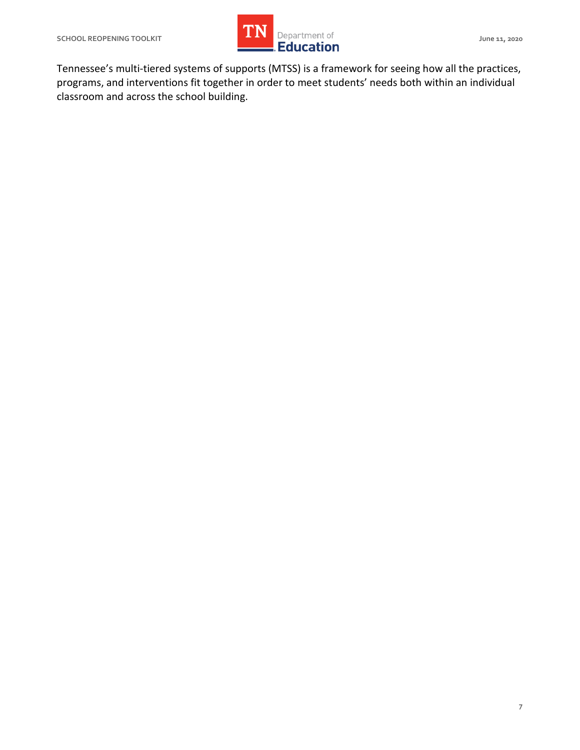Tennessee’s multi-tiered systems of supports (MTSS) is a framework for seeing how all the practices, programs, and interventions fit together in order to meet students’ needs both within an individual classroom and across the school building.